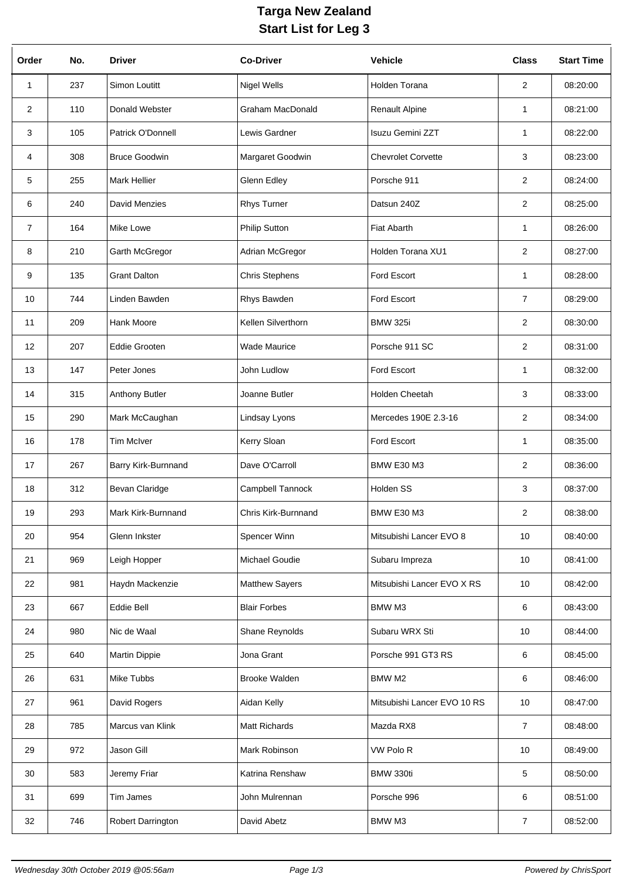# Targa New Zealand
## Start List for Leg 3

| Order | No. | Driver | Co-Driver | Vehicle | Class | Start Time |
|---|---|---|---|---|---|---|
| 1 | 237 | Simon Loutitt | Nigel Wells | Holden Torana | 2 | 08:20:00 |
| 2 | 110 | Donald Webster | Graham MacDonald | Renault Alpine | 1 | 08:21:00 |
| 3 | 105 | Patrick O'Donnell | Lewis Gardner | Isuzu Gemini ZZT | 1 | 08:22:00 |
| 4 | 308 | Bruce Goodwin | Margaret Goodwin | Chevrolet Corvette | 3 | 08:23:00 |
| 5 | 255 | Mark Hellier | Glenn Edley | Porsche 911 | 2 | 08:24:00 |
| 6 | 240 | David Menzies | Rhys Turner | Datsun 240Z | 2 | 08:25:00 |
| 7 | 164 | Mike Lowe | Philip Sutton | Fiat Abarth | 1 | 08:26:00 |
| 8 | 210 | Garth McGregor | Adrian McGregor | Holden Torana XU1 | 2 | 08:27:00 |
| 9 | 135 | Grant Dalton | Chris Stephens | Ford Escort | 1 | 08:28:00 |
| 10 | 744 | Linden Bawden | Rhys Bawden | Ford Escort | 7 | 08:29:00 |
| 11 | 209 | Hank Moore | Kellen Silverthorn | BMW 325i | 2 | 08:30:00 |
| 12 | 207 | Eddie Grooten | Wade Maurice | Porsche 911 SC | 2 | 08:31:00 |
| 13 | 147 | Peter Jones | John Ludlow | Ford Escort | 1 | 08:32:00 |
| 14 | 315 | Anthony Butler | Joanne Butler | Holden Cheetah | 3 | 08:33:00 |
| 15 | 290 | Mark McCaughan | Lindsay Lyons | Mercedes 190E 2.3-16 | 2 | 08:34:00 |
| 16 | 178 | Tim McIver | Kerry Sloan | Ford Escort | 1 | 08:35:00 |
| 17 | 267 | Barry Kirk-Burnnand | Dave O'Carroll | BMW E30 M3 | 2 | 08:36:00 |
| 18 | 312 | Bevan Claridge | Campbell Tannock | Holden SS | 3 | 08:37:00 |
| 19 | 293 | Mark Kirk-Burnnand | Chris Kirk-Burnnand | BMW E30 M3 | 2 | 08:38:00 |
| 20 | 954 | Glenn Inkster | Spencer Winn | Mitsubishi Lancer EVO 8 | 10 | 08:40:00 |
| 21 | 969 | Leigh Hopper | Michael Goudie | Subaru Impreza | 10 | 08:41:00 |
| 22 | 981 | Haydn Mackenzie | Matthew Sayers | Mitsubishi Lancer EVO X RS | 10 | 08:42:00 |
| 23 | 667 | Eddie Bell | Blair Forbes | BMW M3 | 6 | 08:43:00 |
| 24 | 980 | Nic de Waal | Shane Reynolds | Subaru WRX Sti | 10 | 08:44:00 |
| 25 | 640 | Martin Dippie | Jona Grant | Porsche 991 GT3 RS | 6 | 08:45:00 |
| 26 | 631 | Mike Tubbs | Brooke Walden | BMW M2 | 6 | 08:46:00 |
| 27 | 961 | David Rogers | Aidan Kelly | Mitsubishi Lancer EVO 10 RS | 10 | 08:47:00 |
| 28 | 785 | Marcus van Klink | Matt Richards | Mazda RX8 | 7 | 08:48:00 |
| 29 | 972 | Jason Gill | Mark Robinson | VW Polo R | 10 | 08:49:00 |
| 30 | 583 | Jeremy Friar | Katrina Renshaw | BMW 330ti | 5 | 08:50:00 |
| 31 | 699 | Tim James | John Mulrennan | Porsche 996 | 6 | 08:51:00 |
| 32 | 746 | Robert Darrington | David Abetz | BMW M3 | 7 | 08:52:00 |

*Wednesday 30th October 2019 @05:56am* — *Powered by ChrisSport*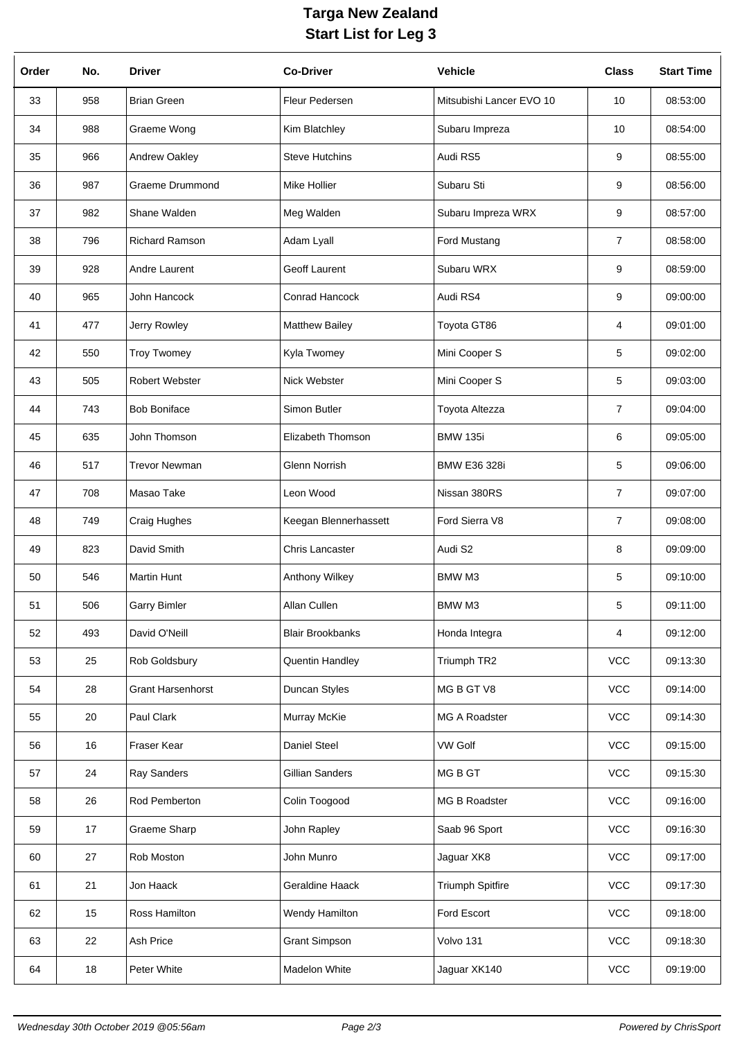# Targa New Zealand
## Start List for Leg 3

| Order | No. | Driver | Co-Driver | Vehicle | Class | Start Time |
|---|---|---|---|---|---|---|
| 33 | 958 | Brian Green | Fleur Pedersen | Mitsubishi Lancer EVO 10 | 10 | 08:53:00 |
| 34 | 988 | Graeme Wong | Kim Blatchley | Subaru Impreza | 10 | 08:54:00 |
| 35 | 966 | Andrew Oakley | Steve Hutchins | Audi RS5 | 9 | 08:55:00 |
| 36 | 987 | Graeme Drummond | Mike Hollier | Subaru Sti | 9 | 08:56:00 |
| 37 | 982 | Shane Walden | Meg Walden | Subaru Impreza WRX | 9 | 08:57:00 |
| 38 | 796 | Richard Ramson | Adam Lyall | Ford Mustang | 7 | 08:58:00 |
| 39 | 928 | Andre Laurent | Geoff Laurent | Subaru WRX | 9 | 08:59:00 |
| 40 | 965 | John Hancock | Conrad Hancock | Audi RS4 | 9 | 09:00:00 |
| 41 | 477 | Jerry Rowley | Matthew Bailey | Toyota GT86 | 4 | 09:01:00 |
| 42 | 550 | Troy Twomey | Kyla Twomey | Mini Cooper S | 5 | 09:02:00 |
| 43 | 505 | Robert Webster | Nick Webster | Mini Cooper S | 5 | 09:03:00 |
| 44 | 743 | Bob Boniface | Simon Butler | Toyota Altezza | 7 | 09:04:00 |
| 45 | 635 | John Thomson | Elizabeth Thomson | BMW 135i | 6 | 09:05:00 |
| 46 | 517 | Trevor Newman | Glenn Norrish | BMW E36 328i | 5 | 09:06:00 |
| 47 | 708 | Masao Take | Leon Wood | Nissan 380RS | 7 | 09:07:00 |
| 48 | 749 | Craig Hughes | Keegan Blennerhassett | Ford Sierra V8 | 7 | 09:08:00 |
| 49 | 823 | David Smith | Chris Lancaster | Audi S2 | 8 | 09:09:00 |
| 50 | 546 | Martin Hunt | Anthony Wilkey | BMW M3 | 5 | 09:10:00 |
| 51 | 506 | Garry Bimler | Allan Cullen | BMW M3 | 5 | 09:11:00 |
| 52 | 493 | David O'Neill | Blair Brookbanks | Honda Integra | 4 | 09:12:00 |
| 53 | 25 | Rob Goldsbury | Quentin Handley | Triumph TR2 | VCC | 09:13:30 |
| 54 | 28 | Grant Harsenhorst | Duncan Styles | MG B GT V8 | VCC | 09:14:00 |
| 55 | 20 | Paul Clark | Murray McKie | MG A Roadster | VCC | 09:14:30 |
| 56 | 16 | Fraser Kear | Daniel Steel | VW Golf | VCC | 09:15:00 |
| 57 | 24 | Ray Sanders | Gillian Sanders | MG B GT | VCC | 09:15:30 |
| 58 | 26 | Rod Pemberton | Colin Toogood | MG B Roadster | VCC | 09:16:00 |
| 59 | 17 | Graeme Sharp | John Rapley | Saab 96 Sport | VCC | 09:16:30 |
| 60 | 27 | Rob Moston | John Munro | Jaguar XK8 | VCC | 09:17:00 |
| 61 | 21 | Jon Haack | Geraldine Haack | Triumph Spitfire | VCC | 09:17:30 |
| 62 | 15 | Ross Hamilton | Wendy Hamilton | Ford Escort | VCC | 09:18:00 |
| 63 | 22 | Ash Price | Grant Simpson | Volvo 131 | VCC | 09:18:30 |
| 64 | 18 | Peter White | Madelon White | Jaguar XK140 | VCC | 09:19:00 |

*Wednesday 30th October 2019 @05:56am* — *Powered by ChrisSport*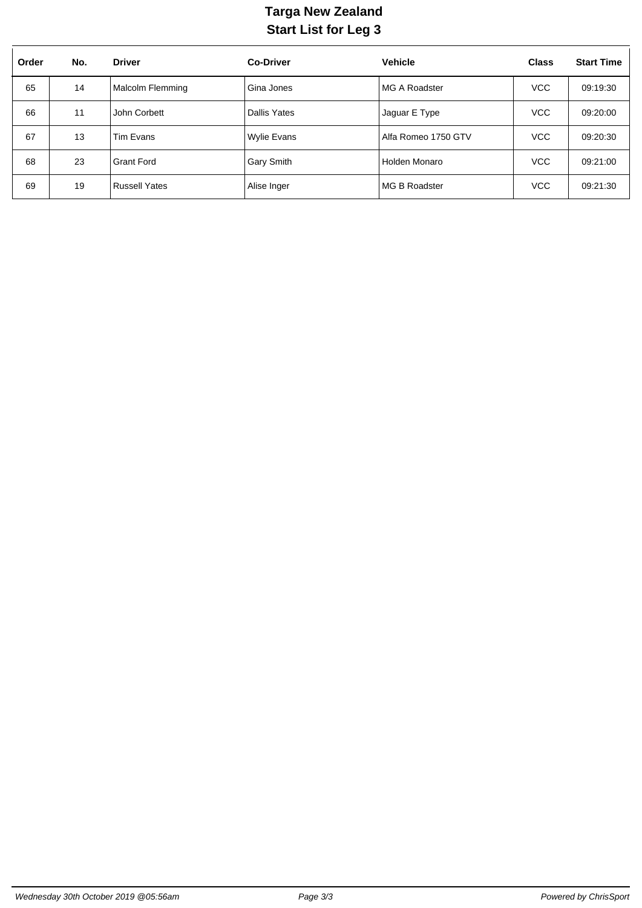# Targa New Zealand

## Start List for Leg 3

| Order | No. | Driver | Co-Driver | Vehicle | Class | Start Time |
| --- | --- | --- | --- | --- | --- | --- |
| 65 | 14 | Malcolm Flemming | Gina Jones | MG A Roadster | VCC | 09:19:30 |
| 66 | 11 | John Corbett | Dallis Yates | Jaguar E Type | VCC | 09:20:00 |
| 67 | 13 | Tim Evans | Wylie Evans | Alfa Romeo 1750 GTV | VCC | 09:20:30 |
| 68 | 23 | Grant Ford | Gary Smith | Holden Monaro | VCC | 09:21:00 |
| 69 | 19 | Russell Yates | Alise Inger | MG B Roadster | VCC | 09:21:30 |